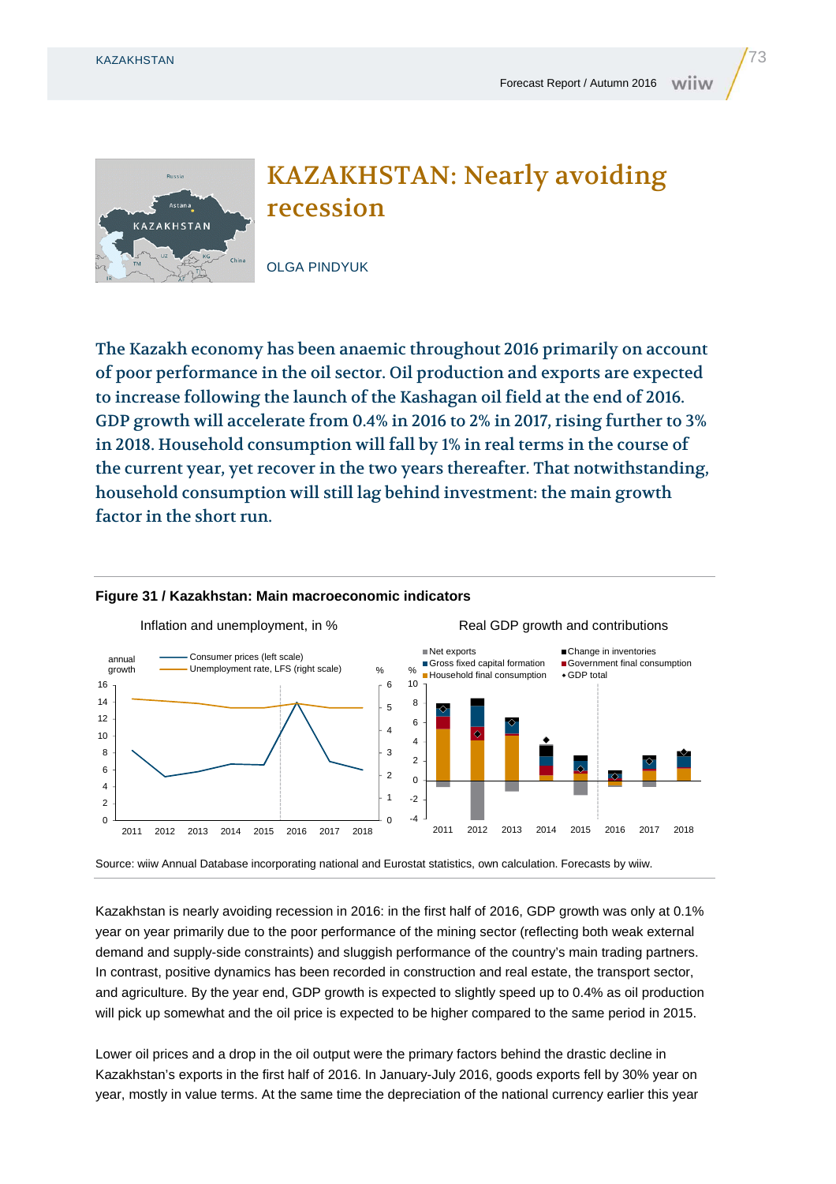# KAZAKHSTAN: Nearly avoiding recession

OLGA PINDYUK

**The Kazakh economy has been anaemic throughout 2016 primarily on account of poor performance in the oil sector. Oil production and exports are expected to increase following the launch of the Kashagan oil field at the end of 2016. GDP growth will accelerate from 0.4% in 2016 to 2% in 2017, rising further to 3% in 2018. Household consumption will fall by 1% in real terms in the course of the current year, yet recover in the two years thereafter. That notwithstanding, household consumption will still lag behind investment: the main growth factor in the short run.**

**Figure 31 / Kazakhstan: Main macroeconomic indicators**

Inflation and unemployment, in %

Real GDP growth and contributions

Source: wiiw Annual Database incorporating national and Eurostat statistics, own calculation. Forecasts by wiiw.

Kazakhstan is nearly avoiding recession in 2016: in the first half of 2016, GDP growth was only at 0.1% year on year primarily due to the poor performance of the mining sector (reflecting both weak external demand and supply-side constraints) and sluggish performance of the country's main trading partners. In contrast, positive dynamics has been recorded in construction and real estate, the transport sector, and agriculture. By the year end, GDP growth is expected to slightly speed up to 0.4% as oil production will pick up somewhat and the oil price is expected to be higher compared to the same period in 2015.

Lower oil prices and a drop in the oil output were the primary factors behind the drastic decline in Kazakhstan's exports in the first half of 2016. In January-July 2016, goods exports fell by 30% year on year, mostly in value terms. At the same time the depreciation of the national currency earlier this year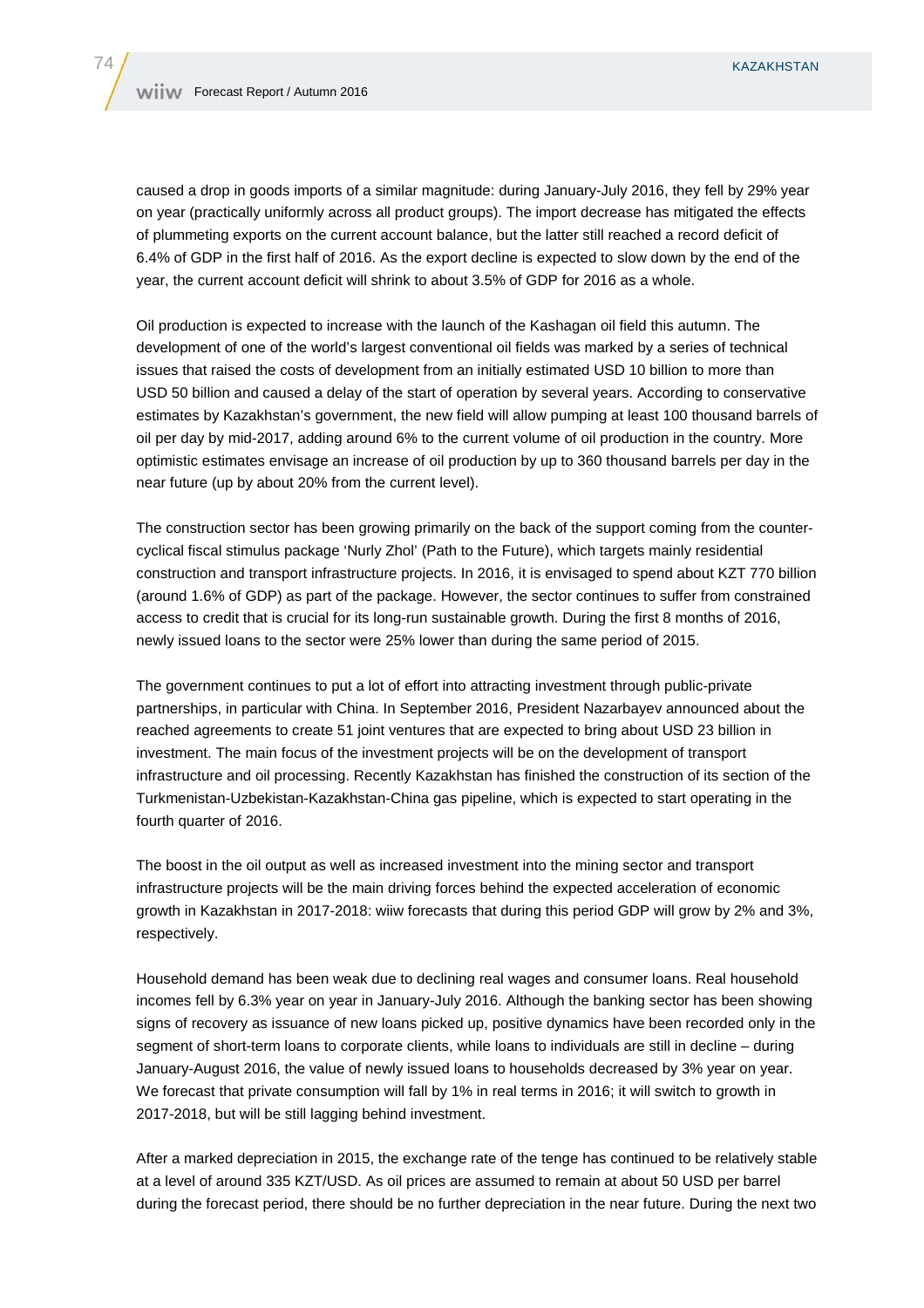caused a drop in goods imports of a similar magnitude: during January-July 2016, they fell by 29% year on year (practically uniformly across all product groups). The import decrease has mitigated the effects of plummeting exports on the current account balance, but the latter still reached a record deficit of 6.4% of GDP in the first half of 2016. As the export decline is expected to slow down by the end of the year, the current account deficit will shrink to about 3.5% of GDP for 2016 as a whole.

Oil production is expected to increase with the launch of the Kashagan oil field this autumn. The development of one of the world's largest conventional oil fields was marked by a series of technical issues that raised the costs of development from an initially estimated USD 10 billion to more than USD 50 billion and caused a delay of the start of operation by several years. According to conservative estimates by Kazakhstan's government, the new field will allow pumping at least 100 thousand barrels of oil per day by mid-2017, adding around 6% to the current volume of oil production in the country. More optimistic estimates envisage an increase of oil production by up to 360 thousand barrels per day in the near future (up by about 20% from the current level).

The construction sector has been growing primarily on the back of the support coming from the counter-cyclical fiscal stimulus package 'Nurly Zhol' (Path to the Future), which targets mainly residential construction and transport infrastructure projects. In 2016, it is envisaged to spend about KZT 770 billion (around 1.6% of GDP) as part of the package. However, the sector continues to suffer from constrained access to credit that is crucial for its long-run sustainable growth. During the first 8 months of 2016, newly issued loans to the sector were 25% lower than during the same period of 2015.

The government continues to put a lot of effort into attracting investment through public-private partnerships, in particular with China. In September 2016, President Nazarbayev announced about the reached agreements to create 51 joint ventures that are expected to bring about USD 23 billion in investment. The main focus of the investment projects will be on the development of transport infrastructure and oil processing. Recently Kazakhstan has finished the construction of its section of the Turkmenistan-Uzbekistan-Kazakhstan-China gas pipeline, which is expected to start operating in the fourth quarter of 2016.

The boost in the oil output as well as increased investment into the mining sector and transport infrastructure projects will be the main driving forces behind the expected acceleration of economic growth in Kazakhstan in 2017-2018: wiiw forecasts that during this period GDP will grow by 2% and 3%, respectively.

Household demand has been weak due to declining real wages and consumer loans. Real household incomes fell by 6.3% year on year in January-July 2016. Although the banking sector has been showing signs of recovery as issuance of new loans picked up, positive dynamics have been recorded only in the segment of short-term loans to corporate clients, while loans to individuals are still in decline – during January-August 2016, the value of newly issued loans to households decreased by 3% year on year. We forecast that private consumption will fall by 1% in real terms in 2016; it will switch to growth in 2017-2018, but will be still lagging behind investment.

After a marked depreciation in 2015, the exchange rate of the tenge has continued to be relatively stable at a level of around 335 KZT/USD. As oil prices are assumed to remain at about 50 USD per barrel during the forecast period, there should be no further depreciation in the near future. During the next two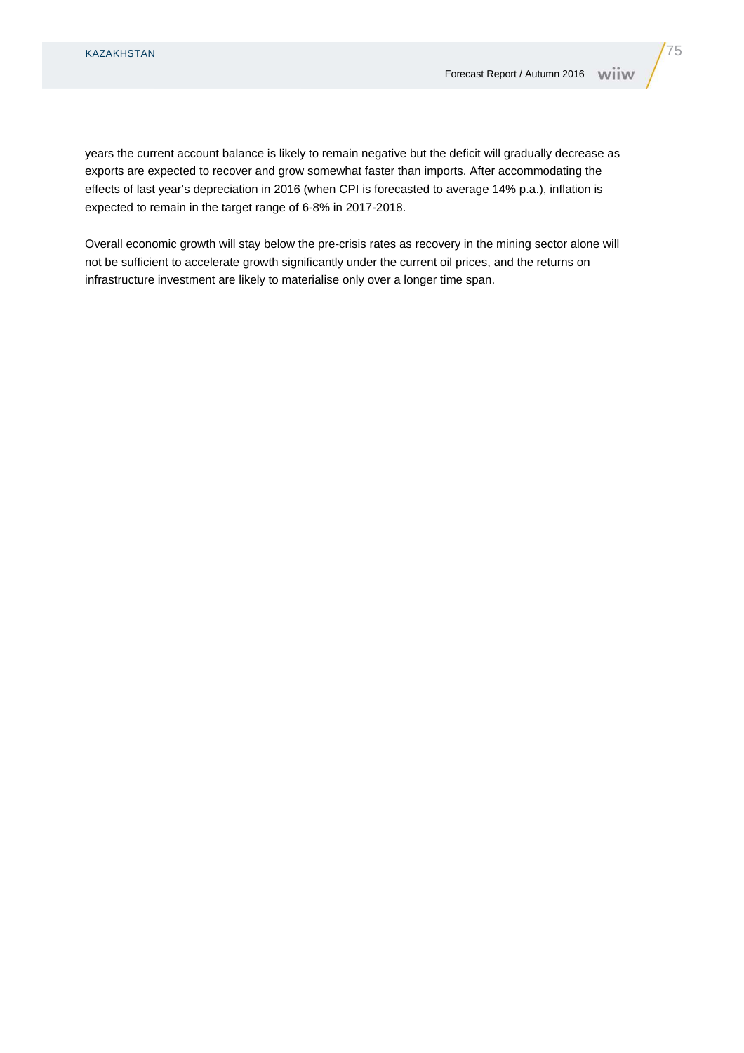years the current account balance is likely to remain negative but the deficit will gradually decrease as exports are expected to recover and grow somewhat faster than imports. After accommodating the effects of last year's depreciation in 2016 (when CPI is forecasted to average 14% p.a.), inflation is expected to remain in the target range of 6-8% in 2017-2018.

Overall economic growth will stay below the pre-crisis rates as recovery in the mining sector alone will not be sufficient to accelerate growth significantly under the current oil prices, and the returns on infrastructure investment are likely to materialise only over a longer time span.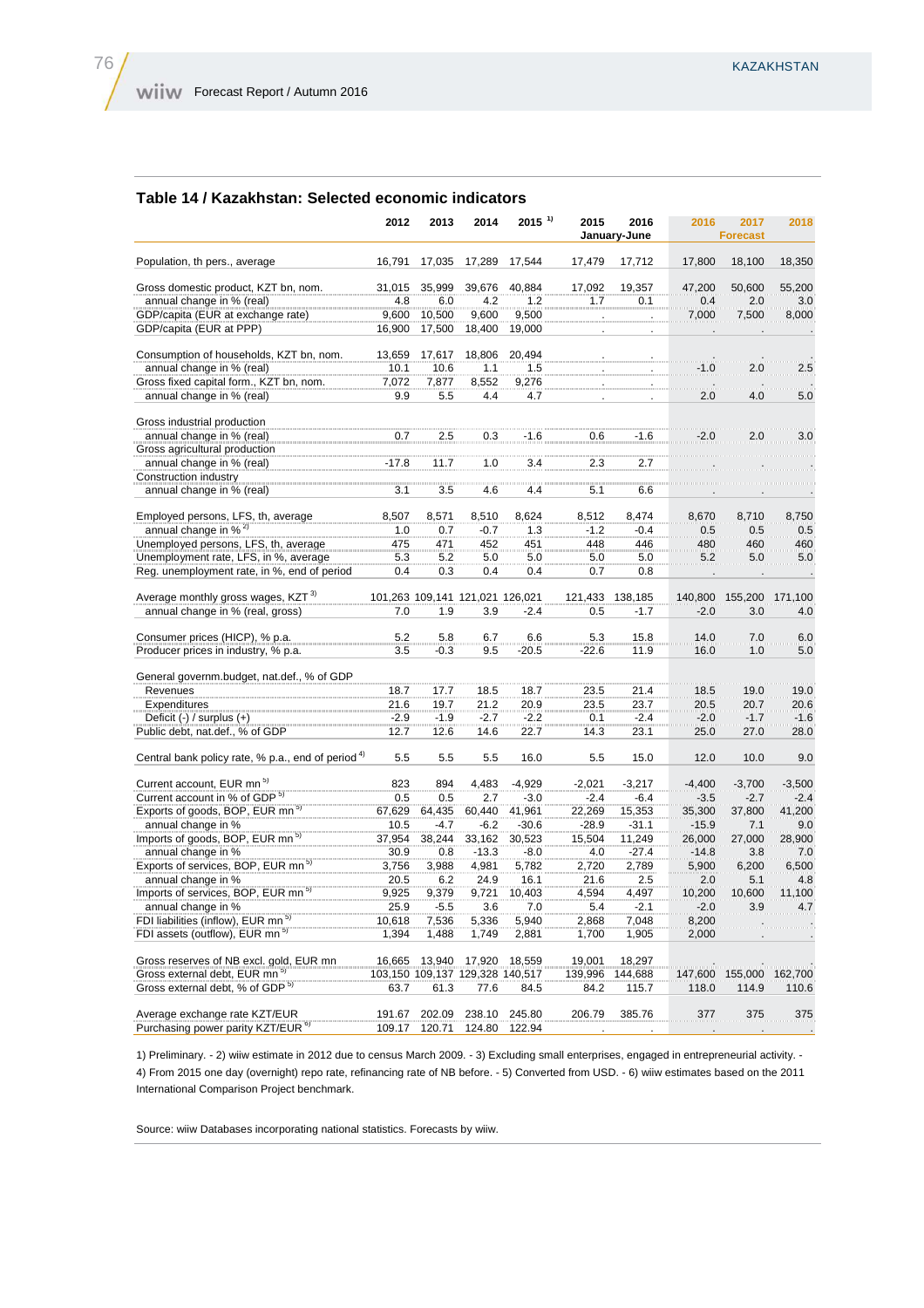## Table 14 / Kazakhstan: Selected economic indicators

| | 2012 | 2013 | 2014 | 2015 [1] | 2015 | 2016 | 2016 | 2017 | 2018 |
|---|---|---|---|---|---|---|---|---|---|
| | | | | | January-June | | Forecast | | |
| Population, th pers., average | 16,791 | 17,035 | 17,289 | 17,544 | 17,479 | 17,712 | 17,800 | 18,100 | 18,350 |
| Gross domestic product, KZT bn, nom. | 31,015 | 35,999 | 39,676 | 40,884 | 17,092 | 19,357 | 47,200 | 50,600 | 55,200 |
| annual change in % (real) | 4.8 | 6.0 | 4.2 | 1.2 | 1.7 | 0.1 | 0.4 | 2.0 | 3.0 |
| GDP/capita (EUR at exchange rate) | 9,600 | 10,500 | 9,600 | 9,500 | . | . | 7,000 | 7,500 | 8,000 |
| GDP/capita (EUR at PPP) | 16,900 | 17,500 | 18,400 | 19,000 | . | . | . | . | . |
| Consumption of households, KZT bn, nom. | 13,659 | 17,617 | 18,806 | 20,494 | . | . | . | . | . |
| annual change in % (real) | 10.1 | 10.6 | 1.1 | 1.5 | . | . | -1.0 | 2.0 | 2.5 |
| Gross fixed capital form., KZT bn, nom. | 7,072 | 7,877 | 8,552 | 9,276 | . | . | . | . | . |
| annual change in % (real) | 9.9 | 5.5 | 4.4 | 4.7 | . | . | 2.0 | 4.0 | 5.0 |
| Gross industrial production | | | | | | | | | |
| annual change in % (real) | 0.7 | 2.5 | 0.3 | -1.6 | 0.6 | -1.6 | -2.0 | 2.0 | 3.0 |
| Gross agricultural production | | | | | | | | | |
| annual change in % (real) | -17.8 | 11.7 | 1.0 | 3.4 | 2.3 | 2.7 | . | . | . |
| Construction industry | | | | | | | | | |
| annual change in % (real) | 3.1 | 3.5 | 4.6 | 4.4 | 5.1 | 6.6 | . | . | . |
| Employed persons, LFS, th, average | 8,507 | 8,571 | 8,510 | 8,624 | 8,512 | 8,474 | 8,670 | 8,710 | 8,750 |
| annual change in % [2] | 1.0 | 0.7 | -0.7 | 1.3 | -1.2 | -0.4 | 0.5 | 0.5 | 0.5 |
| Unemployed persons, LFS, th, average | 475 | 471 | 452 | 451 | 448 | 446 | 480 | 460 | 460 |
| Unemployment rate, LFS, in %, average | 5.3 | 5.2 | 5.0 | 5.0 | 5.0 | 5.0 | 5.2 | 5.0 | 5.0 |
| Reg. unemployment rate, in %, end of period | 0.4 | 0.3 | 0.4 | 0.4 | 0.7 | 0.8 | . | . | . |
| Average monthly gross wages, KZT [3] | 101,263 | 109,141 | 121,021 | 126,021 | 121,433 | 138,185 | 140,800 | 155,200 | 171,100 |
| annual change in % (real, gross) | 7.0 | 1.9 | 3.9 | -2.4 | 0.5 | -1.7 | -2.0 | 3.0 | 4.0 |
| Consumer prices (HICP), % p.a. | 5.2 | 5.8 | 6.7 | 6.6 | 5.3 | 15.8 | 14.0 | 7.0 | 6.0 |
| Producer prices in industry, % p.a. | 3.5 | -0.3 | 9.5 | -20.5 | -22.6 | 11.9 | 16.0 | 1.0 | 5.0 |
| General governm.budget, nat.def., % of GDP | | | | | | | | | |
| Revenues | 18.7 | 17.7 | 18.5 | 18.7 | 23.5 | 21.4 | 18.5 | 19.0 | 19.0 |
| Expenditures | 21.6 | 19.7 | 21.2 | 20.9 | 23.5 | 23.7 | 20.5 | 20.7 | 20.6 |
| Deficit (-) / surplus (+) | -2.9 | -1.9 | -2.7 | -2.2 | 0.1 | -2.4 | -2.0 | -1.7 | -1.6 |
| Public debt, nat.def., % of GDP | 12.7 | 12.6 | 14.6 | 22.7 | 14.3 | 23.1 | 25.0 | 27.0 | 28.0 |
| Central bank policy rate, % p.a., end of period [4] | 5.5 | 5.5 | 5.5 | 16.0 | 5.5 | 15.0 | 12.0 | 10.0 | 9.0 |
| Current account, EUR mn [5] | 823 | 894 | 4,483 | -4,929 | -2,021 | -3,217 | -4,400 | -3,700 | -3,500 |
| Current account in % of GDP [5] | 0.5 | 0.5 | 2.7 | -3.0 | -2.4 | -6.4 | -3.5 | -2.7 | -2.4 |
| Exports of goods, BOP, EUR mn [5] | 67,629 | 64,435 | 60,440 | 41,961 | 22,269 | 15,353 | 35,300 | 37,800 | 41,200 |
| annual change in % | 10.5 | -4.7 | -6.2 | -30.6 | -28.9 | -31.1 | -15.9 | 7.1 | 9.0 |
| Imports of goods, BOP, EUR mn [5] | 37,954 | 38,244 | 33,162 | 30,523 | 15,504 | 11,249 | 26,000 | 27,000 | 28,900 |
| annual change in % | 30.9 | 0.8 | -13.3 | -8.0 | 4.0 | -27.4 | -14.8 | 3.8 | 7.0 |
| Exports of services, BOP, EUR mn [5] | 3,756 | 3,988 | 4,981 | 5,782 | 2,720 | 2,789 | 5,900 | 6,200 | 6,500 |
| annual change in % | 20.5 | 6.2 | 24.9 | 16.1 | 21.6 | 2.5 | 2.0 | 5.1 | 4.8 |
| Imports of services, BOP, EUR mn [5] | 9,925 | 9,379 | 9,721 | 10,403 | 4,594 | 4,497 | 10,200 | 10,600 | 11,100 |
| annual change in % | 25.9 | -5.5 | 3.6 | 7.0 | 5.4 | -2.1 | -2.0 | 3.9 | 4.7 |
| FDI liabilities (inflow), EUR mn [5] | 10,618 | 7,536 | 5,336 | 5,940 | 2,868 | 7,048 | 8,200 | . | . |
| FDI assets (outflow), EUR mn [5] | 1,394 | 1,488 | 1,749 | 2,881 | 1,700 | 1,905 | 2,000 | . | . |
| Gross reserves of NB excl. gold, EUR mn | 16,665 | 13,940 | 17,920 | 18,559 | 19,001 | 18,297 | . | . | . |
| Gross external debt, EUR mn [5] | 103,150 | 109,137 | 129,328 | 140,517 | 139,996 | 144,688 | 147,600 | 155,000 | 162,700 |
| Gross external debt, % of GDP [5] | 63.7 | 61.3 | 77.6 | 84.5 | 84.2 | 115.7 | 118.0 | 114.9 | 110.6 |
| Average exchange rate KZT/EUR | 191.67 | 202.09 | 238.10 | 245.80 | 206.79 | 385.76 | 377 | 375 | 375 |
| Purchasing power parity KZT/EUR [6] | 109.17 | 120.71 | 124.80 | 122.94 | . | . | . | . | . |

1) Preliminary. - 2) wiiw estimate in 2012 due to census March 2009. - 3) Excluding small enterprises, engaged in entrepreneurial activity. - 4) From 2015 one day (overnight) repo rate, refinancing rate of NB before. - 5) Converted from USD. - 6) wiiw estimates based on the 2011 International Comparison Project benchmark.

Source: wiiw Databases incorporating national statistics. Forecasts by wiiw.